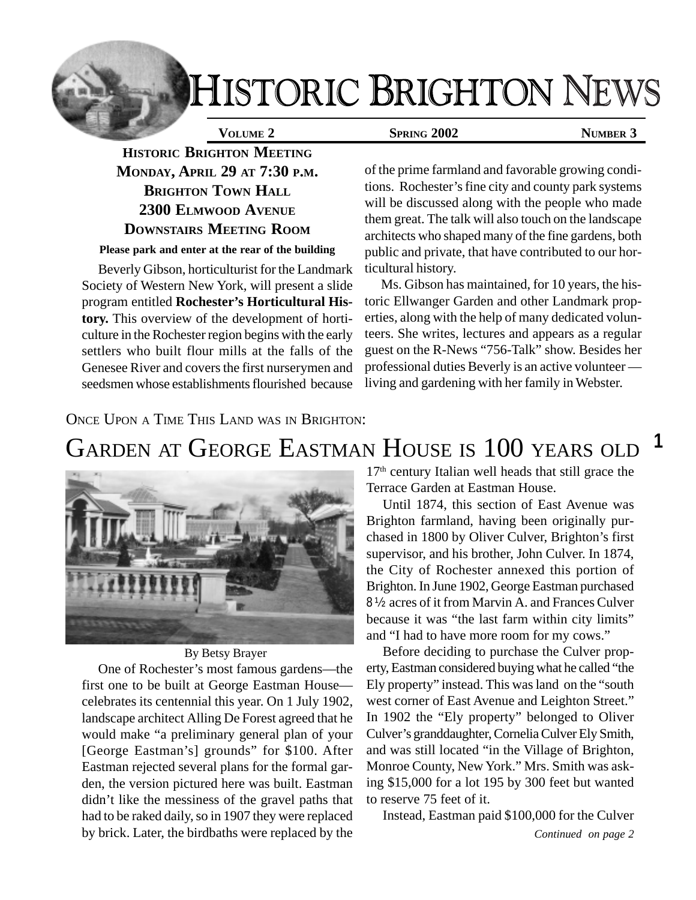# HISTORIC BRIGHTON NEWS

**VOLUME 2** **SPRING 2002** **NUMBER 3**

**HISTORIC BRIGHTON MEETING**
**MONDAY, APRIL 29 AT 7:30 P.M.**
**BRIGHTON TOWN HALL**
**2300 ELMWOOD AVENUE**
**DOWNSTAIRS MEETING ROOM**

**Please park and enter at the rear of the building**

Beverly Gibson, horticulturist for the Landmark Society of Western New York, will present a slide program entitled **Rochester's Horticultural History.** This overview of the development of horticulture in the Rochester region begins with the early settlers who built flour mills at the falls of the Genesee River and covers the first nurserymen and seedsmen whose establishments flourished because of the prime farmland and favorable growing conditions. Rochester's fine city and county park systems will be discussed along with the people who made them great. The talk will also touch on the landscape architects who shaped many of the fine gardens, both public and private, that have contributed to our horticultural history.

Ms. Gibson has maintained, for 10 years, the historic Ellwanger Garden and other Landmark properties, along with the help of many dedicated volunteers. She writes, lectures and appears as a regular guest on the R-News "756-Talk" show. Besides her professional duties Beverly is an active volunteer — living and gardening with her family in Webster.

ONCE UPON A TIME THIS LAND WAS IN BRIGHTON:

## GARDEN AT GEORGE EASTMAN HOUSE IS 100 YEARS OLD

By Betsy Brayer

One of Rochester's most famous gardens—the first one to be built at George Eastman House—celebrates its centennial this year. On 1 July 1902, landscape architect Alling De Forest agreed that he would make "a preliminary general plan of your [George Eastman's] grounds" for $100. After Eastman rejected several plans for the formal garden, the version pictured here was built. Eastman didn't like the messiness of the gravel paths that had to be raked daily, so in 1907 they were replaced by brick. Later, the birdbaths were replaced by the 17th century Italian well heads that still grace the Terrace Garden at Eastman House.

Until 1874, this section of East Avenue was Brighton farmland, having been originally purchased in 1800 by Oliver Culver, Brighton's first supervisor, and his brother, John Culver. In 1874, the City of Rochester annexed this portion of Brighton. In June 1902, George Eastman purchased 8½ acres of it from Marvin A. and Frances Culver because it was "the last farm within city limits" and "I had to have more room for my cows."

Before deciding to purchase the Culver property, Eastman considered buying what he called "the Ely property" instead. This was land on the "south west corner of East Avenue and Leighton Street." In 1902 the "Ely property" belonged to Oliver Culver's granddaughter, Cornelia Culver Ely Smith, and was still located "in the Village of Brighton, Monroe County, New York." Mrs. Smith was asking $15,000 for a lot 195 by 300 feet but wanted to reserve 75 feet of it.

Instead, Eastman paid $100,000 for the Culver

*Continued on page 2*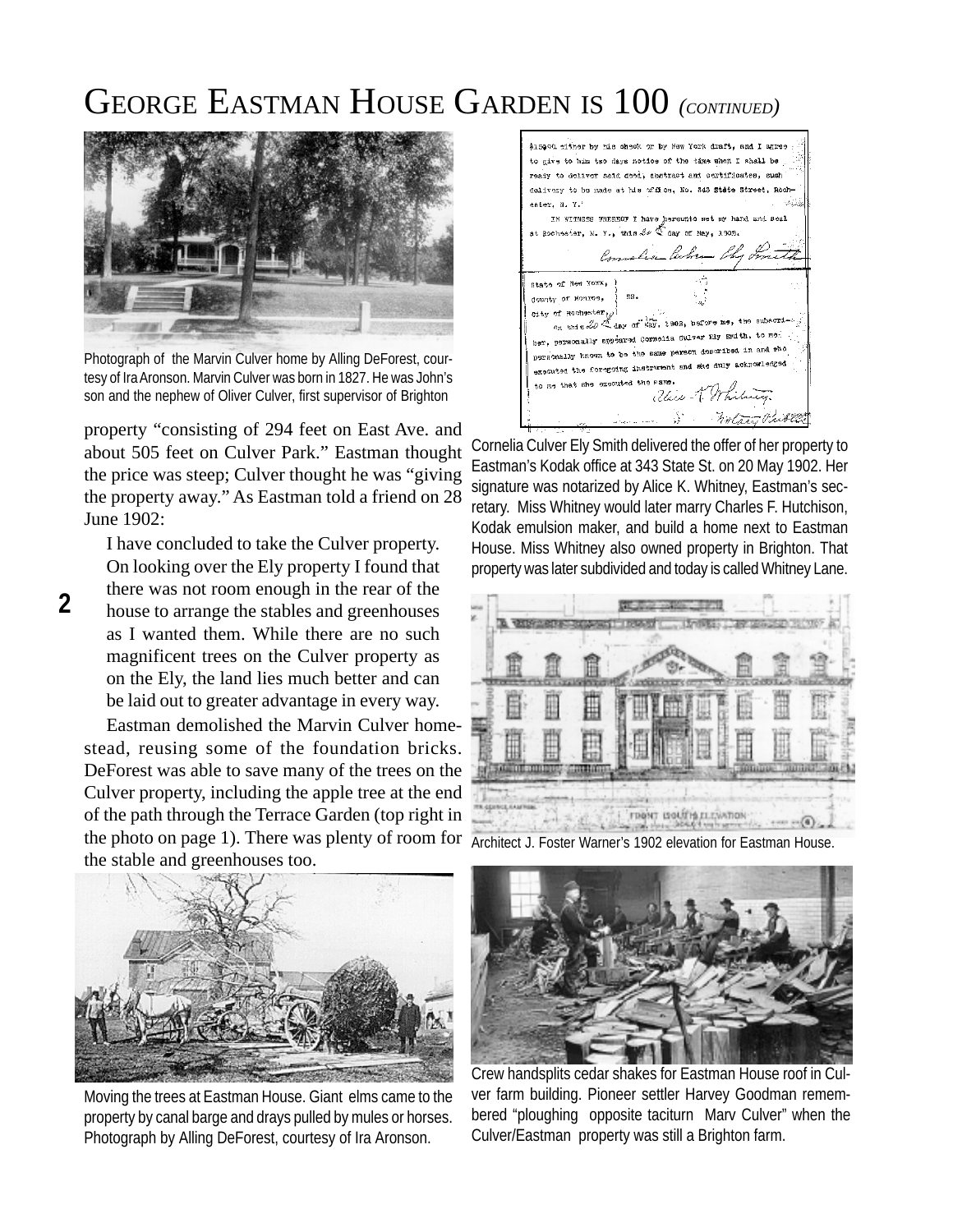# GEORGE EASTMAN HOUSE GARDEN IS 100 *(CONTINUED)*

Photograph of the Marvin Culver home by Alling DeForest, courtesy of Ira Aronson. Marvin Culver was born in 1827. He was John's son and the nephew of Oliver Culver, first supervisor of Brighton

property "consisting of 294 feet on East Ave. and about 505 feet on Culver Park." Eastman thought the price was steep; Culver thought he was "giving the property away." As Eastman told a friend on 28 June 1902:

> I have concluded to take the Culver property. On looking over the Ely property I found that there was not room enough in the rear of the house to arrange the stables and greenhouses as I wanted them. While there are no such magnificent trees on the Culver property as on the Ely, the land lies much better and can be laid out to greater advantage in every way.

Eastman demolished the Marvin Culver homestead, reusing some of the foundation bricks. DeForest was able to save many of the trees on the Culver property, including the apple tree at the end of the path through the Terrace Garden (top right in the photo on page 1). There was plenty of room for the stable and greenhouses too.

Moving the trees at Eastman House. Giant elms came to the property by canal barge and drays pulled by mules or horses. Photograph by Alling DeForest, courtesy of Ira Aronson.

Cornelia Culver Ely Smith delivered the offer of her property to Eastman's Kodak office at 343 State St. on 20 May 1902. Her signature was notarized by Alice K. Whitney, Eastman's secretary. Miss Whitney would later marry Charles F. Hutchison, Kodak emulsion maker, and build a home next to Eastman House. Miss Whitney also owned property in Brighton. That property was later subdivided and today is called Whitney Lane.

Architect J. Foster Warner's 1902 elevation for Eastman House.

Crew handsplits cedar shakes for Eastman House roof in Culver farm building. Pioneer settler Harvey Goodman remembered "ploughing opposite taciturn Marv Culver" when the Culver/Eastman property was still a Brighton farm.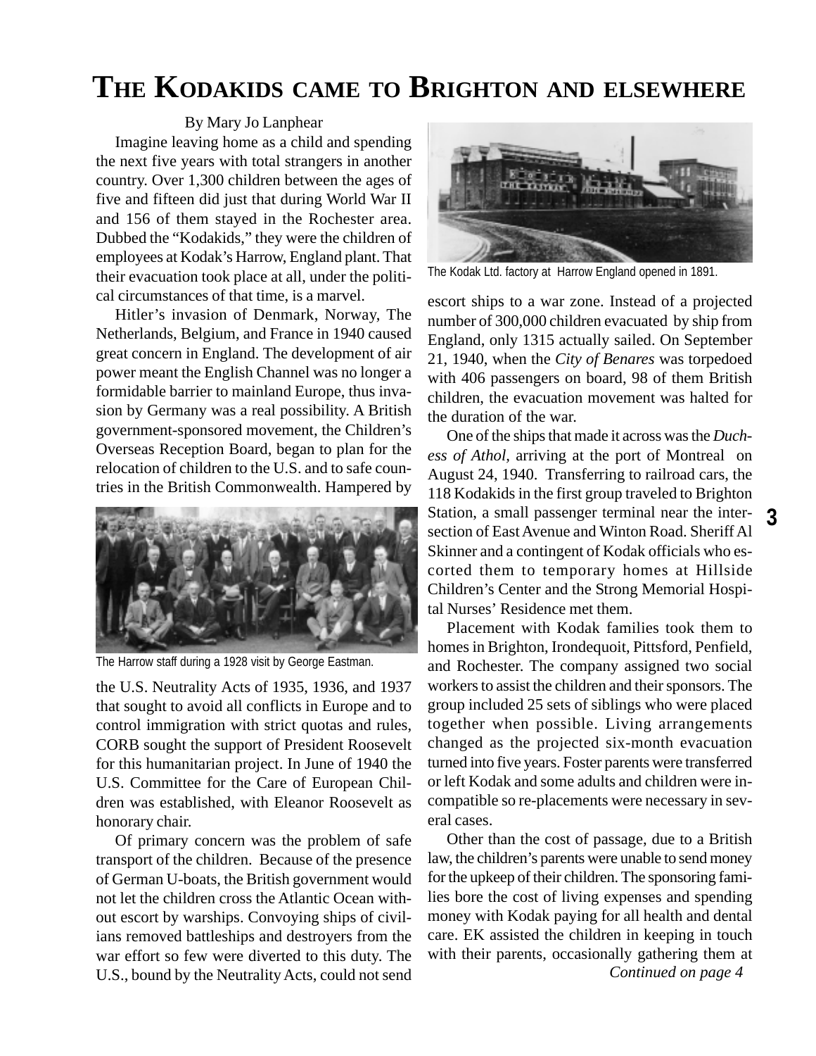# The Kodakids came to Brighton and elsewhere

By Mary Jo Lanphear

Imagine leaving home as a child and spending the next five years with total strangers in another country. Over 1,300 children between the ages of five and fifteen did just that during World War II and 156 of them stayed in the Rochester area. Dubbed the "Kodakids," they were the children of employees at Kodak's Harrow, England plant. That their evacuation took place at all, under the political circumstances of that time, is a marvel.

Hitler's invasion of Denmark, Norway, The Netherlands, Belgium, and France in 1940 caused great concern in England. The development of air power meant the English Channel was no longer a formidable barrier to mainland Europe, thus invasion by Germany was a real possibility. A British government-sponsored movement, the Children's Overseas Reception Board, began to plan for the relocation of children to the U.S. and to safe countries in the British Commonwealth. Hampered by the U.S. Neutrality Acts of 1935, 1936, and 1937 that sought to avoid all conflicts in Europe and to control immigration with strict quotas and rules, CORB sought the support of President Roosevelt for this humanitarian project. In June of 1940 the U.S. Committee for the Care of European Children was established, with Eleanor Roosevelt as honorary chair.

The Harrow staff during a 1928 visit by George Eastman.

Of primary concern was the problem of safe transport of the children. Because of the presence of German U-boats, the British government would not let the children cross the Atlantic Ocean without escort by warships. Convoying ships of civilians removed battleships and destroyers from the war effort so few were diverted to this duty. The U.S., bound by the Neutrality Acts, could not send escort ships to a war zone. Instead of a projected number of 300,000 children evacuated by ship from England, only 1315 actually sailed. On September 21, 1940, when the *City of Benares* was torpedoed with 406 passengers on board, 98 of them British children, the evacuation movement was halted for the duration of the war.

The Kodak Ltd. factory at Harrow England opened in 1891.

One of the ships that made it across was the *Duchess of Athol*, arriving at the port of Montreal on August 24, 1940. Transferring to railroad cars, the 118 Kodakids in the first group traveled to Brighton Station, a small passenger terminal near the intersection of East Avenue and Winton Road. Sheriff Al Skinner and a contingent of Kodak officials who escorted them to temporary homes at Hillside Children's Center and the Strong Memorial Hospital Nurses' Residence met them.

Placement with Kodak families took them to homes in Brighton, Irondequoit, Pittsford, Penfield, and Rochester. The company assigned two social workers to assist the children and their sponsors. The group included 25 sets of siblings who were placed together when possible. Living arrangements changed as the projected six-month evacuation turned into five years. Foster parents were transferred or left Kodak and some adults and children were incompatible so re-placements were necessary in several cases.

Other than the cost of passage, due to a British law, the children's parents were unable to send money for the upkeep of their children. The sponsoring families bore the cost of living expenses and spending money with Kodak paying for all health and dental care. EK assisted the children in keeping in touch with their parents, occasionally gathering them at

*Continued on page 4*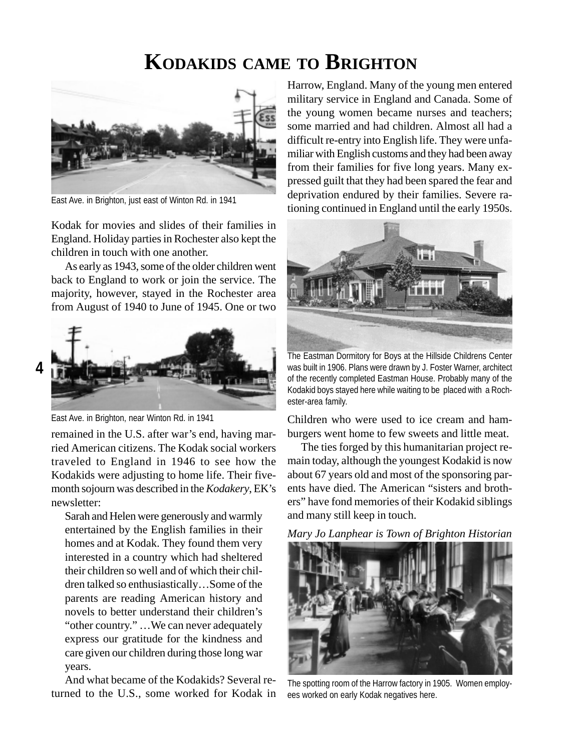# KODAKIDS CAME TO BRIGHTON

East Ave. in Brighton, just east of Winton Rd. in 1941

Kodak for movies and slides of their families in England. Holiday parties in Rochester also kept the children in touch with one another.

As early as 1943, some of the older children went back to England to work or join the service. The majority, however, stayed in the Rochester area from August of 1940 to June of 1945. One or two remained in the U.S. after war's end, having married American citizens. The Kodak social workers traveled to England in 1946 to see how the Kodakids were adjusting to home life. Their five-month sojourn was described in the *Kodakery*, EK's newsletter:

> Sarah and Helen were generously and warmly entertained by the English families in their homes and at Kodak. They found them very interested in a country which had sheltered their children so well and of which their children talked so enthusiastically…Some of the parents are reading American history and novels to better understand their children's "other country." …We can never adequately express our gratitude for the kindness and care given our children during those long war years.

East Ave. in Brighton, near Winton Rd. in 1941

And what became of the Kodakids? Several returned to the U.S., some worked for Kodak in Harrow, England. Many of the young men entered military service in England and Canada. Some of the young women became nurses and teachers; some married and had children. Almost all had a difficult re-entry into English life. They were unfamiliar with English customs and they had been away from their families for five long years. Many expressed guilt that they had been spared the fear and deprivation endured by their families. Severe rationing continued in England until the early 1950s. Children who were used to ice cream and hamburgers went home to few sweets and little meat.

The Eastman Dormitory for Boys at the Hillside Childrens Center was built in 1906. Plans were drawn by J. Foster Warner, architect of the recently completed Eastman House. Probably many of the Kodakid boys stayed here while waiting to be placed with a Rochester-area family.

The ties forged by this humanitarian project remain today, although the youngest Kodakid is now about 67 years old and most of the sponsoring parents have died. The American "sisters and brothers" have fond memories of their Kodakid siblings and many still keep in touch.

*Mary Jo Lanphear is Town of Brighton Historian*

The spotting room of the Harrow factory in 1905. Women employees worked on early Kodak negatives here.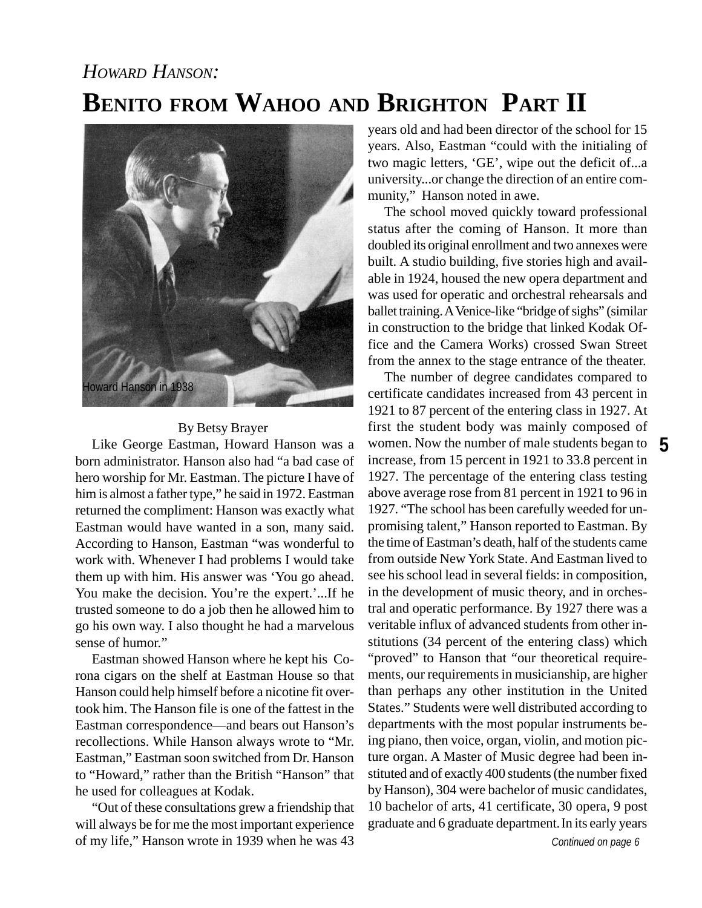*HOWARD HANSON:*

# BENITO FROM WAHOO AND BRIGHTON PART II

Howard Hanson in 1938

By Betsy Brayer

Like George Eastman, Howard Hanson was a born administrator. Hanson also had "a bad case of hero worship for Mr. Eastman. The picture I have of him is almost a father type," he said in 1972. Eastman returned the compliment: Hanson was exactly what Eastman would have wanted in a son, many said. According to Hanson, Eastman "was wonderful to work with. Whenever I had problems I would take them up with him. His answer was 'You go ahead. You make the decision. You're the expert.'...If he trusted someone to do a job then he allowed him to go his own way. I also thought he had a marvelous sense of humor."

Eastman showed Hanson where he kept his Corona cigars on the shelf at Eastman House so that Hanson could help himself before a nicotine fit overtook him. The Hanson file is one of the fattest in the Eastman correspondence—and bears out Hanson's recollections. While Hanson always wrote to "Mr. Eastman," Eastman soon switched from Dr. Hanson to "Howard," rather than the British "Hanson" that he used for colleagues at Kodak.

"Out of these consultations grew a friendship that will always be for me the most important experience of my life," Hanson wrote in 1939 when he was 43 years old and had been director of the school for 15 years. Also, Eastman "could with the initialing of two magic letters, 'GE', wipe out the deficit of...a university...or change the direction of an entire community," Hanson noted in awe.

The school moved quickly toward professional status after the coming of Hanson. It more than doubled its original enrollment and two annexes were built. A studio building, five stories high and available in 1924, housed the new opera department and was used for operatic and orchestral rehearsals and ballet training. A Venice-like "bridge of sighs" (similar in construction to the bridge that linked Kodak Office and the Camera Works) crossed Swan Street from the annex to the stage entrance of the theater.

The number of degree candidates compared to certificate candidates increased from 43 percent in 1921 to 87 percent of the entering class in 1927. At first the student body was mainly composed of women. Now the number of male students began to increase, from 15 percent in 1921 to 33.8 percent in 1927. The percentage of the entering class testing above average rose from 81 percent in 1921 to 96 in 1927. "The school has been carefully weeded for unpromising talent," Hanson reported to Eastman. By the time of Eastman's death, half of the students came from outside New York State. And Eastman lived to see his school lead in several fields: in composition, in the development of music theory, and in orchestral and operatic performance. By 1927 there was a veritable influx of advanced students from other institutions (34 percent of the entering class) which "proved" to Hanson that "our theoretical requirements, our requirements in musicianship, are higher than perhaps any other institution in the United States." Students were well distributed according to departments with the most popular instruments being piano, then voice, organ, violin, and motion picture organ. A Master of Music degree had been instituted and of exactly 400 students (the number fixed by Hanson), 304 were bachelor of music candidates, 10 bachelor of arts, 41 certificate, 30 opera, 9 post graduate and 6 graduate department. In its early years

*Continued on page 6*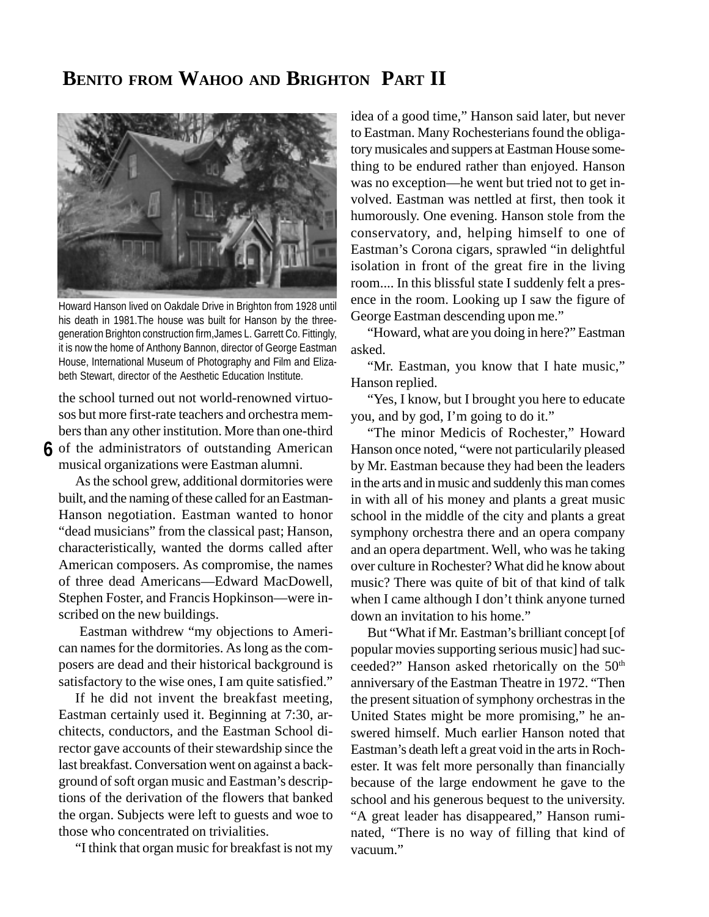# BENITO FROM WAHOO AND BRIGHTON PART II

Howard Hanson lived on Oakdale Drive in Brighton from 1928 until his death in 1981.The house was built for Hanson by the three-generation Brighton construction firm,James L. Garrett Co. Fittingly, it is now the home of Anthony Bannon, director of George Eastman House, International Museum of Photography and Film and Elizabeth Stewart, director of the Aesthetic Education Institute.

the school turned out not world-renowned virtuosos but more first-rate teachers and orchestra members than any other institution. More than one-third of the administrators of outstanding American musical organizations were Eastman alumni.

As the school grew, additional dormitories were built, and the naming of these called for an Eastman-Hanson negotiation. Eastman wanted to honor "dead musicians" from the classical past; Hanson, characteristically, wanted the dorms called after American composers. As compromise, the names of three dead Americans—Edward MacDowell, Stephen Foster, and Francis Hopkinson—were inscribed on the new buildings.

Eastman withdrew "my objections to American names for the dormitories. As long as the composers are dead and their historical background is satisfactory to the wise ones, I am quite satisfied."

If he did not invent the breakfast meeting, Eastman certainly used it. Beginning at 7:30, architects, conductors, and the Eastman School director gave accounts of their stewardship since the last breakfast. Conversation went on against a background of soft organ music and Eastman's descriptions of the derivation of the flowers that banked the organ. Subjects were left to guests and woe to those who concentrated on trivialities.

"I think that organ music for breakfast is not my idea of a good time," Hanson said later, but never to Eastman. Many Rochesterians found the obligatory musicales and suppers at Eastman House something to be endured rather than enjoyed. Hanson was no exception—he went but tried not to get involved. Eastman was nettled at first, then took it humorously. One evening. Hanson stole from the conservatory, and, helping himself to one of Eastman's Corona cigars, sprawled "in delightful isolation in front of the great fire in the living room.... In this blissful state I suddenly felt a presence in the room. Looking up I saw the figure of George Eastman descending upon me."

"Howard, what are you doing in here?" Eastman asked.

"Mr. Eastman, you know that I hate music," Hanson replied.

"Yes, I know, but I brought you here to educate you, and by god, I'm going to do it."

"The minor Medicis of Rochester," Howard Hanson once noted, "were not particularly pleased by Mr. Eastman because they had been the leaders in the arts and in music and suddenly this man comes in with all of his money and plants a great music school in the middle of the city and plants a great symphony orchestra there and an opera company and an opera department. Well, who was he taking over culture in Rochester? What did he know about music? There was quite of bit of that kind of talk when I came although I don't think anyone turned down an invitation to his home."

But "What if Mr. Eastman's brilliant concept [of popular movies supporting serious music] had succeeded?" Hanson asked rhetorically on the 50th anniversary of the Eastman Theatre in 1972. "Then the present situation of symphony orchestras in the United States might be more promising," he answered himself. Much earlier Hanson noted that Eastman's death left a great void in the arts in Rochester. It was felt more personally than financially because of the large endowment he gave to the school and his generous bequest to the university. "A great leader has disappeared," Hanson ruminated, "There is no way of filling that kind of vacuum."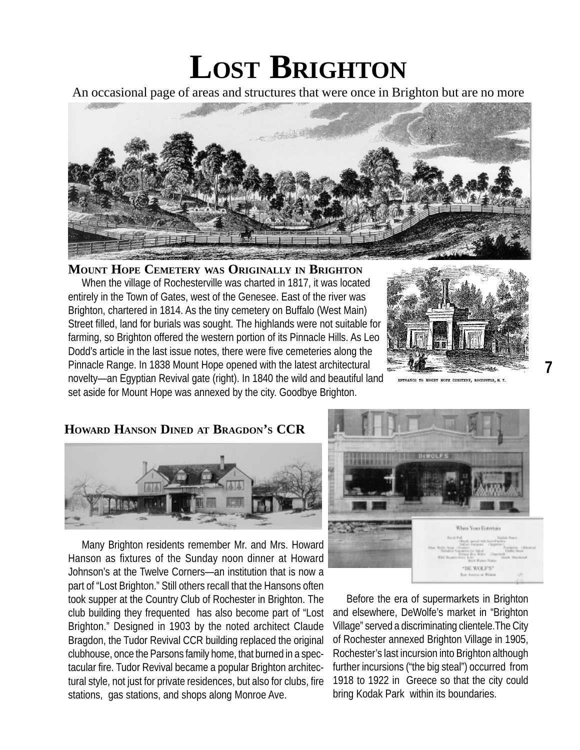# Lost Brighton

An occasional page of areas and structures that were once in Brighton but are no more

## Mount Hope Cemetery was Originally in Brighton

When the village of Rochesterville was charted in 1817, it was located entirely in the Town of Gates, west of the Genesee. East of the river was Brighton, chartered in 1814. As the tiny cemetery on Buffalo (West Main) Street filled, land for burials was sought. The highlands were not suitable for farming, so Brighton offered the western portion of its Pinnacle Hills. As Leo Dodd's article in the last issue notes, there were five cemeteries along the Pinnacle Range. In 1838 Mount Hope opened with the latest architectural novelty—an Egyptian Revival gate (right). In 1840 the wild and beautiful land set aside for Mount Hope was annexed by the city. Goodbye Brighton.

ENTRANCE TO MOUNT HOPE CEMETERY, ROCHESTER, N. Y.

## Howard Hanson Dined at Bragdon's CCR

Many Brighton residents remember Mr. and Mrs. Howard Hanson as fixtures of the Sunday noon dinner at Howard Johnson's at the Twelve Corners—an institution that is now a part of "Lost Brighton." Still others recall that the Hansons often took supper at the Country Club of Rochester in Brighton. The club building they frequented has also become part of "Lost Brighton." Designed in 1903 by the noted architect Claude Bragdon, the Tudor Revival CCR building replaced the original clubhouse, once the Parsons family home, that burned in a spectacular fire. Tudor Revival became a popular Brighton architectural style, not just for private residences, but also for clubs, fire stations, gas stations, and shops along Monroe Ave.

Before the era of supermarkets in Brighton and elsewhere, DeWolfe's market in "Brighton Village" served a discriminating clientele. The City of Rochester annexed Brighton Village in 1905, Rochester's last incursion into Brighton although further incursions ("the big steal") occurred from 1918 to 1922 in Greece so that the city could bring Kodak Park within its boundaries.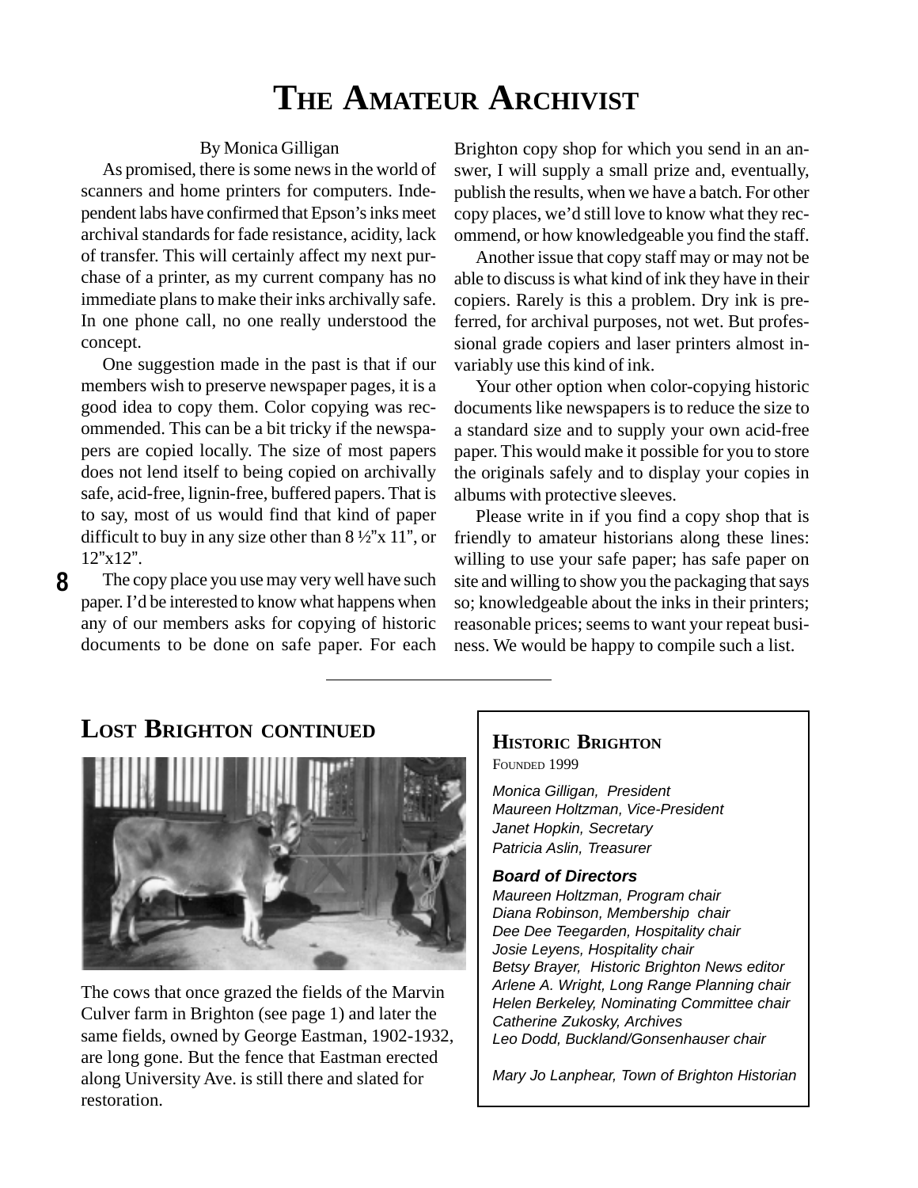# The Amateur Archivist

By Monica Gilligan

As promised, there is some news in the world of scanners and home printers for computers. Independent labs have confirmed that Epson's inks meet archival standards for fade resistance, acidity, lack of transfer. This will certainly affect my next purchase of a printer, as my current company has no immediate plans to make their inks archivally safe. In one phone call, no one really understood the concept.

One suggestion made in the past is that if our members wish to preserve newspaper pages, it is a good idea to copy them. Color copying was recommended. This can be a bit tricky if the newspapers are copied locally. The size of most papers does not lend itself to being copied on archivally safe, acid-free, lignin-free, buffered papers. That is to say, most of us would find that kind of paper difficult to buy in any size other than 8 ½"x 11", or 12"x12".

The copy place you use may very well have such paper. I'd be interested to know what happens when any of our members asks for copying of historic documents to be done on safe paper. For each Brighton copy shop for which you send in an answer, I will supply a small prize and, eventually, publish the results, when we have a batch. For other copy places, we'd still love to know what they recommend, or how knowledgeable you find the staff.

Another issue that copy staff may or may not be able to discuss is what kind of ink they have in their copiers. Rarely is this a problem. Dry ink is preferred, for archival purposes, not wet. But professional grade copiers and laser printers almost invariably use this kind of ink.

Your other option when color-copying historic documents like newspapers is to reduce the size to a standard size and to supply your own acid-free paper. This would make it possible for you to store the originals safely and to display your copies in albums with protective sleeves.

Please write in if you find a copy shop that is friendly to amateur historians along these lines: willing to use your safe paper; has safe paper on site and willing to show you the packaging that says so; knowledgeable about the inks in their printers; reasonable prices; seems to want your repeat business. We would be happy to compile such a list.

---

## Lost Brighton continued

The cows that once grazed the fields of the Marvin Culver farm in Brighton (see page 1) and later the same fields, owned by George Eastman, 1902-1932, are long gone. But the fence that Eastman erected along University Ave. is still there and slated for restoration.

### Historic Brighton

Founded 1999

*Monica Gilligan, President*
*Maureen Holtzman, Vice-President*
*Janet Hopkin, Secretary*
*Patricia Aslin, Treasurer*

***Board of Directors***

*Maureen Holtzman, Program chair*
*Diana Robinson, Membership chair*
*Dee Dee Teegarden, Hospitality chair*
*Josie Leyens, Hospitality chair*
*Betsy Brayer, Historic Brighton News editor*
*Arlene A. Wright, Long Range Planning chair*
*Helen Berkeley, Nominating Committee chair*
*Catherine Zukosky, Archives*
*Leo Dodd, Buckland/Gonsenhauser chair*

*Mary Jo Lanphear, Town of Brighton Historian*